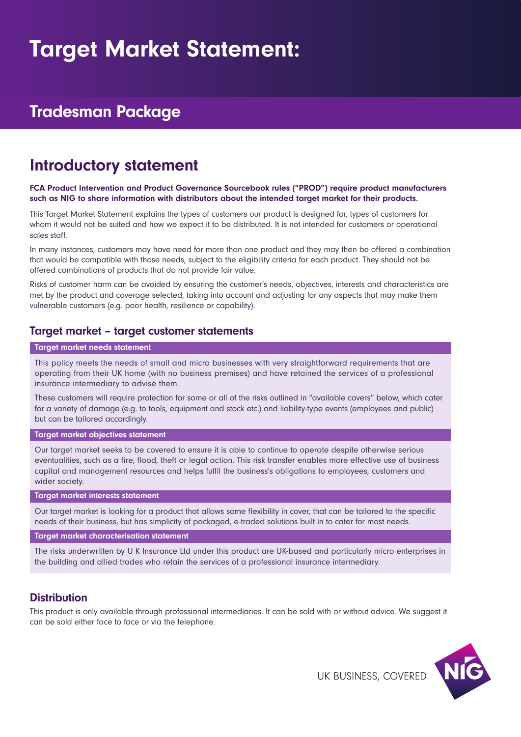# Target Market Statement:

## Tradesman Package

## Introductory statement

**FCA Product Intervention and Product Governance Sourcebook rules ("PROD") require product manufacturers such as NIG to share information with distributors about the intended target market for their products.**

This Target Market Statement explains the types of customers our product is designed for, types of customers for whom it would not be suited and how we expect it to be distributed. It is not intended for customers or operational sales staff.

In many instances, customers may have need for more than one product and they may then be offered a combination that would be compatible with those needs, subject to the eligibility criteria for each product. They should not be offered combinations of products that do not provide fair value.

Risks of customer harm can be avoided by ensuring the customer's needs, objectives, interests and characteristics are met by the product and coverage selected, taking into account and adjusting for any aspects that may make them vulnerable customers (e.g. poor health, resilience or capability).

### Target market – target customer statements

#### Target market needs statement

This policy meets the needs of small and micro businesses with very straightforward requirements that are operating from their UK home (with no business premises) and have retained the services of a professional insurance intermediary to advise them.

These customers will require protection for some or all of the risks outlined in "available covers" below, which cater for a variety of damage (e.g. to tools, equipment and stock etc.) and liability-type events (employees and public) but can be tailored accordingly.

#### Target market objectives statement

Our target market seeks to be covered to ensure it is able to continue to operate despite otherwise serious eventualities, such as a fire, flood, theft or legal action. This risk transfer enables more effective use of business capital and management resources and helps fulfil the business's obligations to employees, customers and wider society.

#### Target market interests statement

Our target market is looking for a product that allows some flexibility in cover, that can be tailored to the specific needs of their business, but has simplicity of packaged, e-traded solutions built in to cater for most needs.

#### Target market characterisation statement

The risks underwritten by U K Insurance Ltd under this product are UK-based and particularly micro enterprises in the building and allied trades who retain the services of a professional insurance intermediary.

### Distribution

This product is only available through professional intermediaries. It can be sold with or without advice. We suggest it can be sold either face to face or via the telephone.

UK BUSINESS, COVERED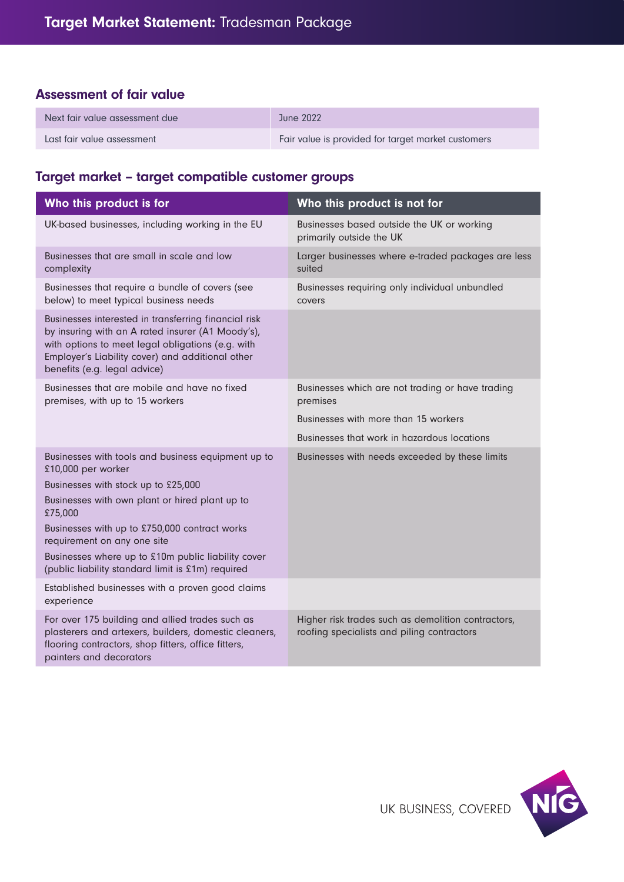# **Target Market Statement:** Tradesman Package

## Assessment of fair value

| Next fair value assessment due | June 2022 |
|---|---|
| Last fair value assessment | Fair value is provided for target market customers |

## Target market – target compatible customer groups

| Who this product is for | Who this product is not for |
|---|---|
| UK-based businesses, including working in the EU | Businesses based outside the UK or working primarily outside the UK |
| Businesses that are small in scale and low complexity | Larger businesses where e-traded packages are less suited |
| Businesses that require a bundle of covers (see below) to meet typical business needs | Businesses requiring only individual unbundled covers |
| Businesses interested in transferring financial risk by insuring with an A rated insurer (A1 Moody's), with options to meet legal obligations (e.g. with Employer's Liability cover) and additional other benefits (e.g. legal advice) | |
| Businesses that are mobile and have no fixed premises, with up to 15 workers | Businesses which are not trading or have trading premises<br>Businesses with more than 15 workers<br>Businesses that work in hazardous locations |
| Businesses with tools and business equipment up to £10,000 per worker<br>Businesses with stock up to £25,000<br>Businesses with own plant or hired plant up to £75,000<br>Businesses with up to £750,000 contract works requirement on any one site<br>Businesses where up to £10m public liability cover (public liability standard limit is £1m) required | Businesses with needs exceeded by these limits |
| Established businesses with a proven good claims experience | |
| For over 175 building and allied trades such as plasterers and artexers, builders, domestic cleaners, flooring contractors, shop fitters, office fitters, painters and decorators | Higher risk trades such as demolition contractors, roofing specialists and piling contractors |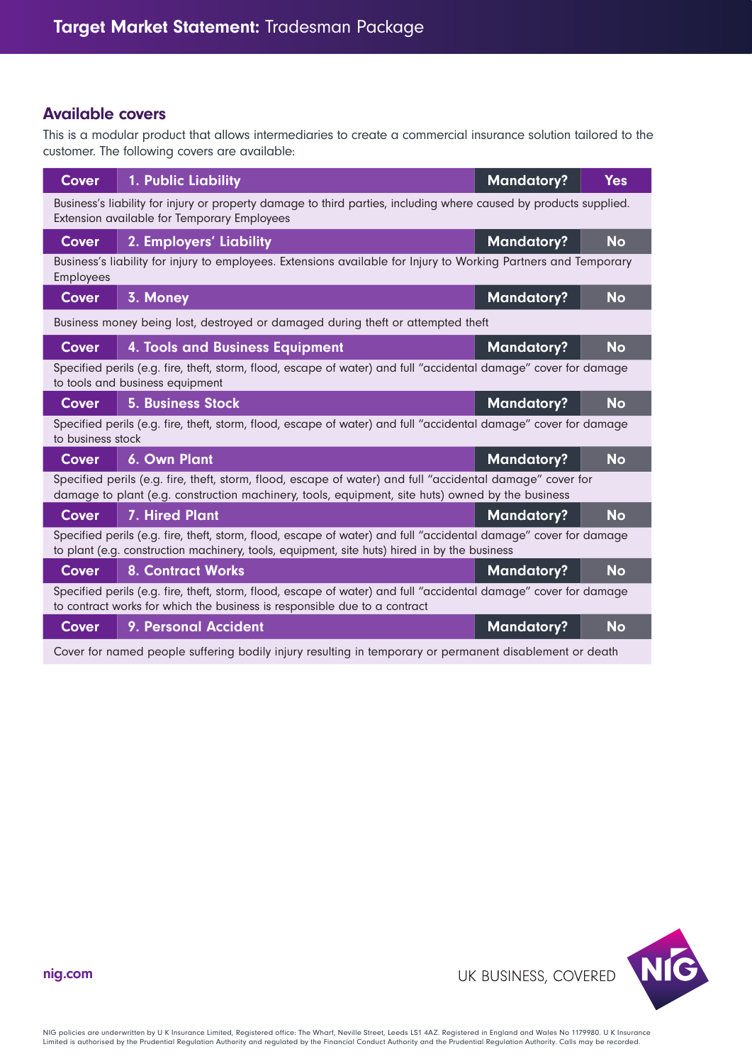## Available covers

This is a modular product that allows intermediaries to create a commercial insurance solution tailored to the customer. The following covers are available:

| Cover | | Mandatory? | |
|---|---|---|---|
| Cover | 1. Public Liability | Mandatory? | Yes |
| Business's liability for injury or property damage to third parties, including where caused by products supplied. Extension available for Temporary Employees | | | |
| Cover | 2. Employers' Liability | Mandatory? | No |
| Business's liability for injury to employees. Extensions available for Injury to Working Partners and Temporary Employees | | | |
| Cover | 3. Money | Mandatory? | No |
| Business money being lost, destroyed or damaged during theft or attempted theft | | | |
| Cover | 4. Tools and Business Equipment | Mandatory? | No |
| Specified perils (e.g. fire, theft, storm, flood, escape of water) and full "accidental damage" cover for damage to tools and business equipment | | | |
| Cover | 5. Business Stock | Mandatory? | No |
| Specified perils (e.g. fire, theft, storm, flood, escape of water) and full "accidental damage" cover for damage to business stock | | | |
| Cover | 6. Own Plant | Mandatory? | No |
| Specified perils (e.g. fire, theft, storm, flood, escape of water) and full "accidental damage" cover for damage to plant (e.g. construction machinery, tools, equipment, site huts) owned by the business | | | |
| Cover | 7. Hired Plant | Mandatory? | No |
| Specified perils (e.g. fire, theft, storm, flood, escape of water) and full "accidental damage" cover for damage to plant (e.g. construction machinery, tools, equipment, site huts) hired in by the business | | | |
| Cover | 8. Contract Works | Mandatory? | No |
| Specified perils (e.g. fire, theft, storm, flood, escape of water) and full "accidental damage" cover for damage to contract works for which the business is responsible due to a contract | | | |
| Cover | 9. Personal Accident | Mandatory? | No |
| Cover for named people suffering bodily injury resulting in temporary or permanent disablement or death | | | |

nig.com

UK BUSINESS, COVERED

NIG policies are underwritten by U K Insurance Limited, Registered office: The Wharf, Neville Street, Leeds LS1 4AZ. Registered in England and Wales No 1179980. U K Insurance Limited is authorised by the Prudential Regulation Authority and regulated by the Financial Conduct Authority and the Prudential Regulation Authority. Calls may be recorded.